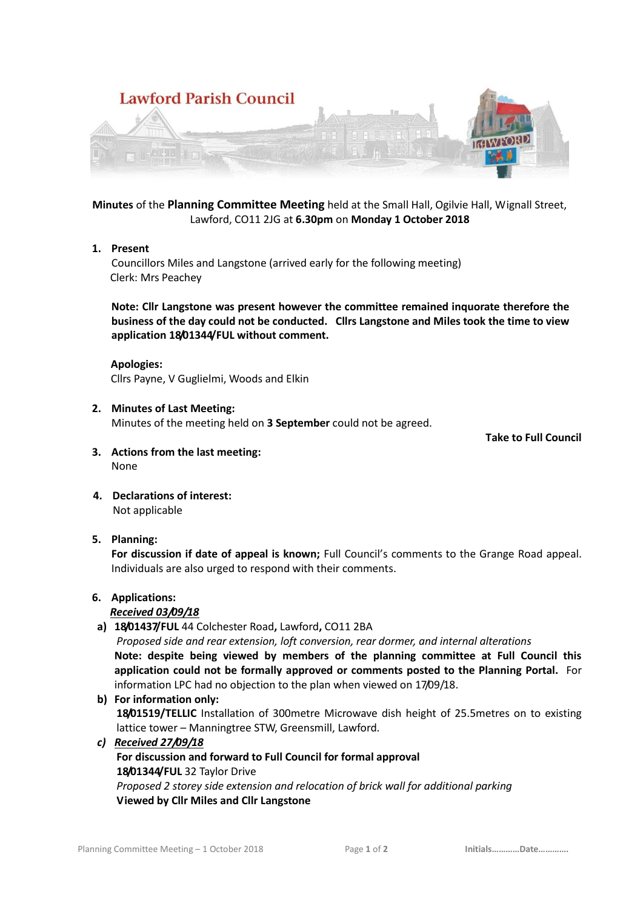# Lawford Parish Council

**Minutes** of the **Planning Committee Meeting** held at the Small Hall, Ogilvie Hall, Wignall Street, Lawford, CO11 2JG at **6.30pm** on **Monday 1 October 2018**

1. **Present**
   Councillors Miles and Langstone (arrived early for the following meeting)
   Clerk: Mrs Peachey

   **Note: Cllr Langstone was present however the committee remained inquorate therefore the business of the day could not be conducted. Cllrs Langstone and Miles took the time to view application 18/01344/FUL without comment.**

   **Apologies:**
   Cllrs Payne, V Guglielmi, Woods and Elkin

2. **Minutes of Last Meeting:**
   Minutes of the meeting held on **3 September** could not be agreed.

   **Take to Full Council**

3. **Actions from the last meeting:**
   None

4. **Declarations of interest:**
   Not applicable

5. **Planning:**
   **For discussion if date of appeal is known;** Full Council's comments to the Grange Road appeal. Individuals are also urged to respond with their comments.

6. **Applications:**
   ***Received 03/09/18***

   a) **18/01437/FUL** 44 Colchester Road**,** Lawford**,** CO11 2BA
   *Proposed side and rear extension, loft conversion, rear dormer, and internal alterations*
   **Note: despite being viewed by members of the planning committee at Full Council this application could not be formally approved or comments posted to the Planning Portal.** For information LPC had no objection to the plan when viewed on 17/09/18.

   b) **For information only:**
   **18/01519/TELLIC** Installation of 300metre Microwave dish height of 25.5metres on to existing lattice tower – Manningtree STW, Greensmill, Lawford.

   c) ***Received 27/09/18***
   **For discussion and forward to Full Council for formal approval**
   **18/01344/FUL** 32 Taylor Drive
   *Proposed 2 storey side extension and relocation of brick wall for additional parking*
   **Viewed by Cllr Miles and Cllr Langstone**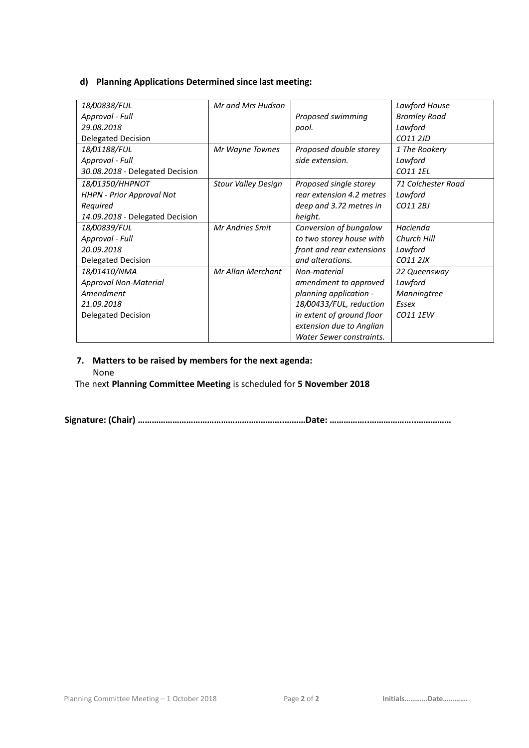**d) Planning Applications Determined since last meeting:**

| | | | |
|---|---|---|---|
| *18/00838/FUL*<br>*Approval - Full*<br>*29.08.2018*<br>Delegated Decision | *Mr and Mrs Hudson* | *Proposed swimming pool.* | *Lawford House*<br>*Bromley Road*<br>*Lawford*<br>*CO11 2JD* |
| *18/01188/FUL*<br>*Approval - Full*<br>*30.08.2018* - Delegated Decision | *Mr Wayne Townes* | *Proposed double storey side extension.* | *1 The Rookery*<br>*Lawford*<br>*CO11 1EL* |
| *18/01350/HHPNOT*<br>*HHPN - Prior Approval Not Required*<br>*14.09.2018* - Delegated Decision | *Stour Valley Design* | *Proposed single storey rear extension 4.2 metres deep and 3.72 metres in height.* | *71 Colchester Road*<br>*Lawford*<br>*CO11 2BJ* |
| *18/00839/FUL*<br>*Approval - Full*<br>*20.09.2018*<br>Delegated Decision | *Mr Andries Smit* | *Conversion of bungalow to two storey house with front and rear extensions and alterations.* | *Hacienda*<br>*Church Hill*<br>*Lawford*<br>*CO11 2JX* |
| *18/01410/NMA*<br>*Approval Non-Material Amendment*<br>*21.09.2018*<br>Delegated Decision | *Mr Allan Merchant* | *Non-material amendment to approved planning application - 18/00433/FUL, reduction in extent of ground floor extension due to Anglian Water Sewer constraints.* | *22 Queensway*<br>*Lawford*<br>*Manningtree*<br>*Essex*<br>*CO11 1EW* |

**7. Matters to be raised by members for the next agenda:**

None

The next **Planning Committee Meeting** is scheduled for **5 November 2018**

**Signature: (Chair) ……………………………………………….…………..………Date: ……………..……………….……………**